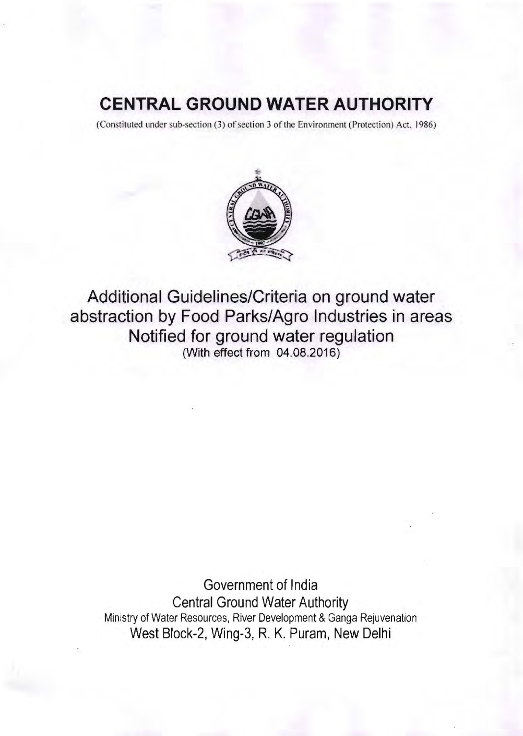# CENTRAL GROUND WATER AUTHORITY

(Constituted under sub-section (3) of section 3 of the Environment (Protection) Act, 1986)

## Additional Guidelines/Criteria on ground water abstraction by Food Parks/Agro Industries in areas Notified for ground water regulation

(With effect from 04.08.2016)

Government of India
Central Ground Water Authority
Ministry of Water Resources, River Development & Ganga Rejuvenation
West Block-2, Wing-3, R. K. Puram, New Delhi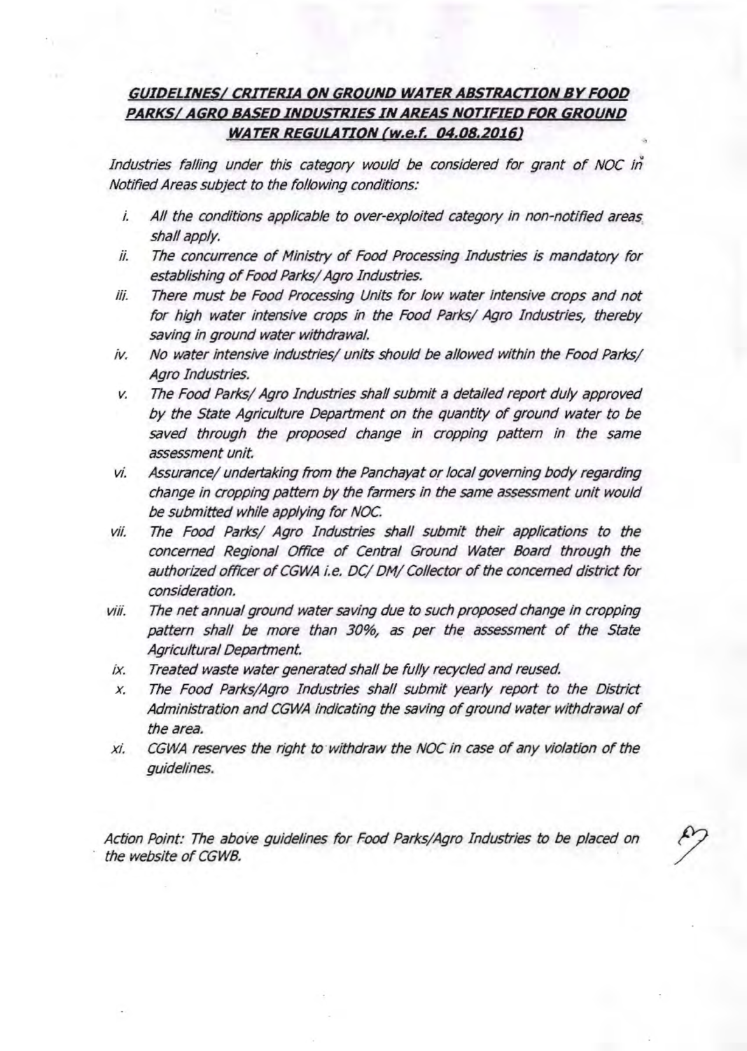## ***GUIDELINES/ CRITERIA ON GROUND WATER ABSTRACTION BY FOOD PARKS/ AGRO BASED INDUSTRIES IN AREAS NOTIFIED FOR GROUND WATER REGULATION (w.e.f. 04.08.2016)***

*Industries falling under this category would be considered for grant of NOC in Notified Areas subject to the following conditions:*

- i. *All the conditions applicable to over-exploited category in non-notified areas shall apply.*
- ii. *The concurrence of Ministry of Food Processing Industries is mandatory for establishing of Food Parks/ Agro Industries.*
- iii. *There must be Food Processing Units for low water intensive crops and not for high water intensive crops in the Food Parks/ Agro Industries, thereby saving in ground water withdrawal.*
- iv. *No water intensive industries/ units should be allowed within the Food Parks/ Agro Industries.*
- v. *The Food Parks/ Agro Industries shall submit a detailed report duly approved by the State Agriculture Department on the quantity of ground water to be saved through the proposed change in cropping pattern in the same assessment unit.*
- vi. *Assurance/ undertaking from the Panchayat or local governing body regarding change in cropping pattern by the farmers in the same assessment unit would be submitted while applying for NOC.*
- vii. *The Food Parks/ Agro Industries shall submit their applications to the concerned Regional Office of Central Ground Water Board through the authorized officer of CGWA i.e. DC/ DM/ Collector of the concerned district for consideration.*
- viii. *The net annual ground water saving due to such proposed change in cropping pattern shall be more than 30%, as per the assessment of the State Agricultural Department.*
- ix. *Treated waste water generated shall be fully recycled and reused.*
- x. *The Food Parks/Agro Industries shall submit yearly report to the District Administration and CGWA indicating the saving of ground water withdrawal of the area.*
- xi. *CGWA reserves the right to withdraw the NOC in case of any violation of the guidelines.*

*Action Point: The above guidelines for Food Parks/Agro Industries to be placed on the website of CGWB.*